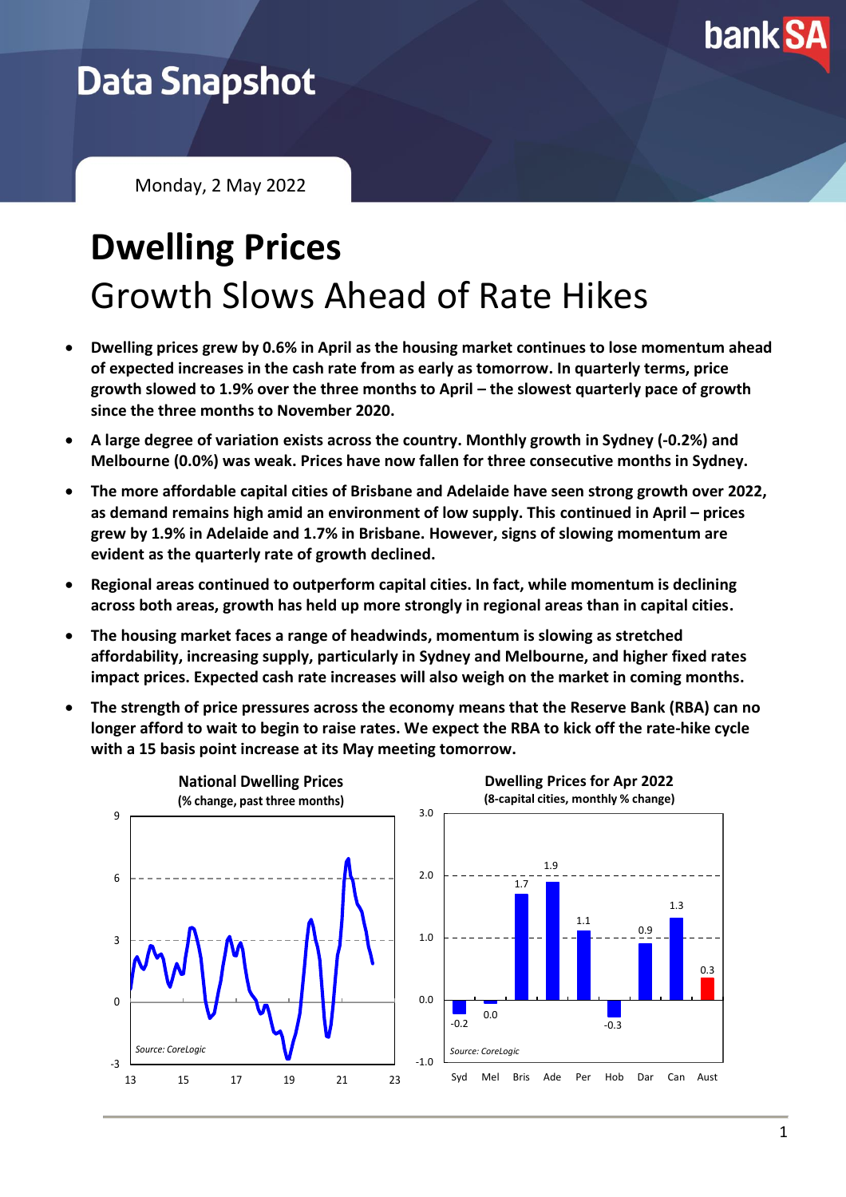# Data Snapshot

Monday, 2 May 2022

# Dwelling Prices

## Growth Slows Ahead of Rate Hikes

- **Dwelling prices grew by 0.6% in April as the housing market continues to lose momentum ahead of expected increases in the cash rate from as early as tomorrow. In quarterly terms, price growth slowed to 1.9% over the three months to April – the slowest quarterly pace of growth since the three months to November 2020.**
- **A large degree of variation exists across the country. Monthly growth in Sydney (-0.2%) and Melbourne (0.0%) was weak. Prices have now fallen for three consecutive months in Sydney.**
- **The more affordable capital cities of Brisbane and Adelaide have seen strong growth over 2022, as demand remains high amid an environment of low supply. This continued in April – prices grew by 1.9% in Adelaide and 1.7% in Brisbane. However, signs of slowing momentum are evident as the quarterly rate of growth declined.**
- **Regional areas continued to outperform capital cities. In fact, while momentum is declining across both areas, growth has held up more strongly in regional areas than in capital cities.**
- **The housing market faces a range of headwinds, momentum is slowing as stretched affordability, increasing supply, particularly in Sydney and Melbourne, and higher fixed rates impact prices. Expected cash rate increases will also weigh on the market in coming months.**
- **The strength of price pressures across the economy means that the Reserve Bank (RBA) can no longer afford to wait to begin to raise rates. We expect the RBA to kick off the rate-hike cycle with a 15 basis point increase at its May meeting tomorrow.**

**National Dwelling Prices**
**(% change, past three months)**

*Source: CoreLogic*

**Dwelling Prices for Apr 2022**
**(8-capital cities, monthly % change)**

| Syd | Mel | Bris | Ade | Per | Hob | Dar | Can | Aust |
|---|---|---|---|---|---|---|---|---|
| -0.2 | 0.0 | 1.7 | 1.9 | 1.1 | -0.3 | 0.9 | 1.3 | 0.3 |

*Source: CoreLogic*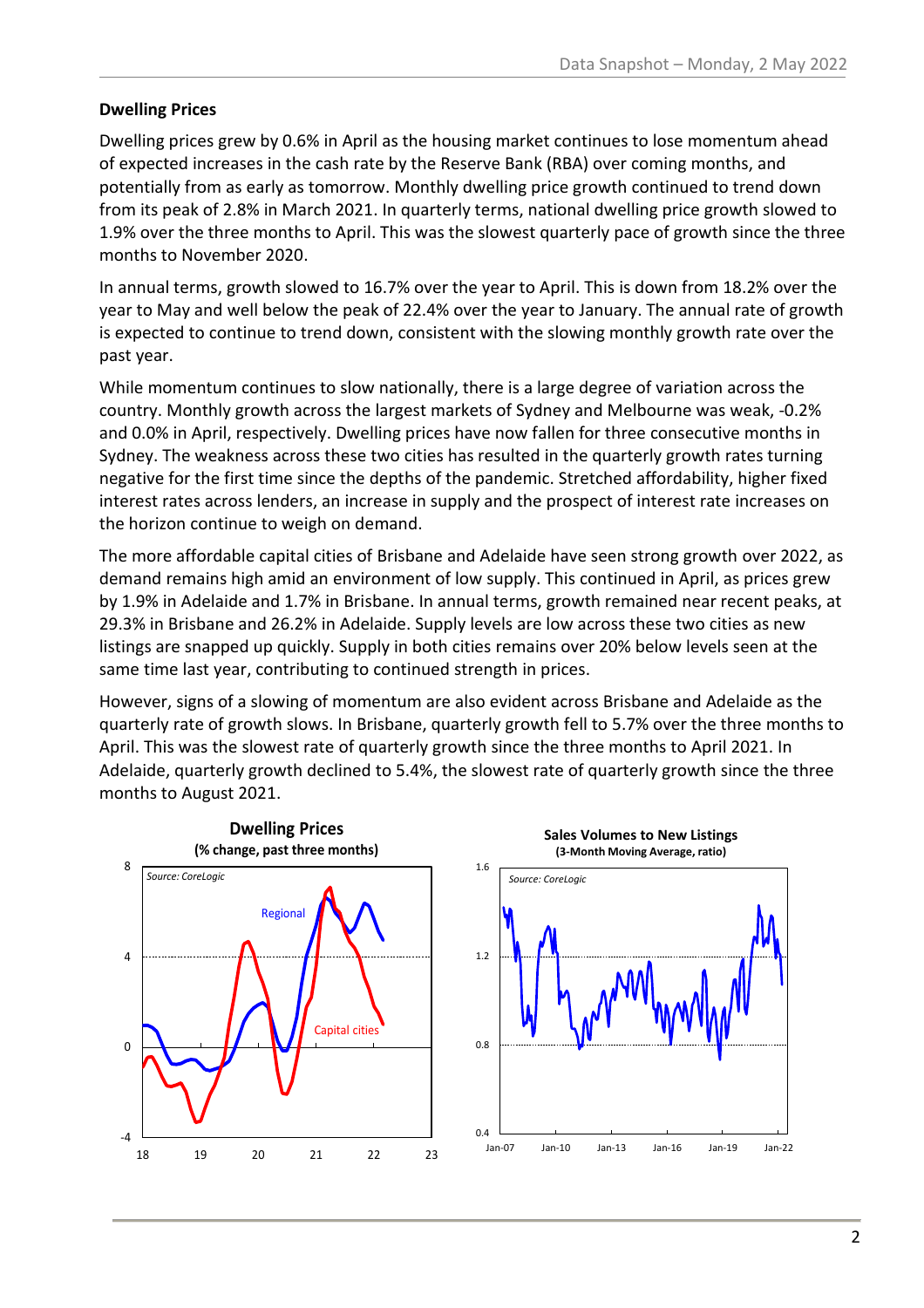**Dwelling Prices**

Dwelling prices grew by 0.6% in April as the housing market continues to lose momentum ahead of expected increases in the cash rate by the Reserve Bank (RBA) over coming months, and potentially from as early as tomorrow. Monthly dwelling price growth continued to trend down from its peak of 2.8% in March 2021. In quarterly terms, national dwelling price growth slowed to 1.9% over the three months to April. This was the slowest quarterly pace of growth since the three months to November 2020.

In annual terms, growth slowed to 16.7% over the year to April. This is down from 18.2% over the year to May and well below the peak of 22.4% over the year to January. The annual rate of growth is expected to continue to trend down, consistent with the slowing monthly growth rate over the past year.

While momentum continues to slow nationally, there is a large degree of variation across the country. Monthly growth across the largest markets of Sydney and Melbourne was weak, -0.2% and 0.0% in April, respectively. Dwelling prices have now fallen for three consecutive months in Sydney. The weakness across these two cities has resulted in the quarterly growth rates turning negative for the first time since the depths of the pandemic. Stretched affordability, higher fixed interest rates across lenders, an increase in supply and the prospect of interest rate increases on the horizon continue to weigh on demand.

The more affordable capital cities of Brisbane and Adelaide have seen strong growth over 2022, as demand remains high amid an environment of low supply. This continued in April, as prices grew by 1.9% in Adelaide and 1.7% in Brisbane. In annual terms, growth remained near recent peaks, at 29.3% in Brisbane and 26.2% in Adelaide. Supply levels are low across these two cities as new listings are snapped up quickly. Supply in both cities remains over 20% below levels seen at the same time last year, contributing to continued strength in prices.

However, signs of a slowing of momentum are also evident across Brisbane and Adelaide as the quarterly rate of growth slows. In Brisbane, quarterly growth fell to 5.7% over the three months to April. This was the slowest rate of quarterly growth since the three months to April 2021. In Adelaide, quarterly growth declined to 5.4%, the slowest rate of quarterly growth since the three months to August 2021.

**Dwelling Prices**
**(% change, past three months)**

*Source: CoreLogic*

**Sales Volumes to New Listings**
**(3-Month Moving Average, ratio)**

*Source: CoreLogic*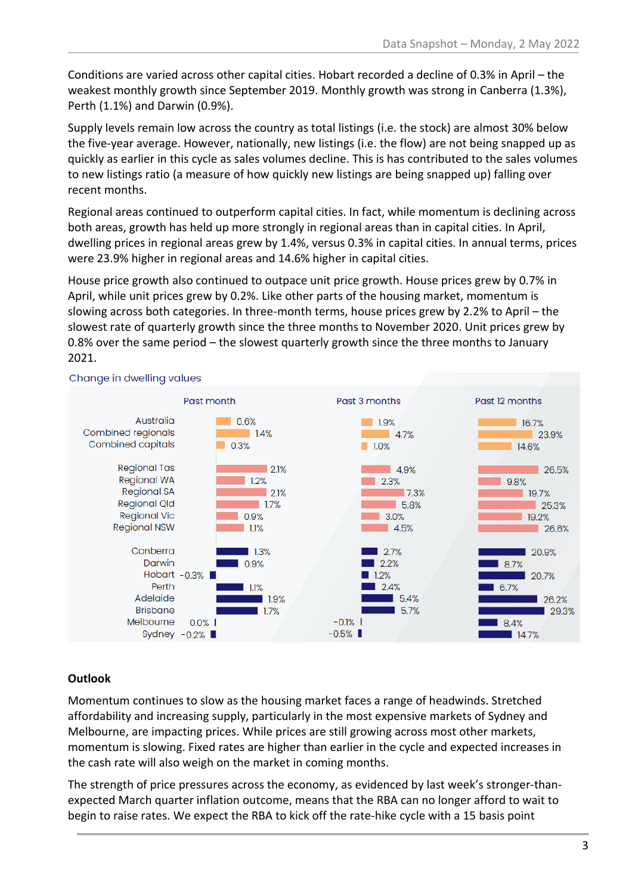Conditions are varied across other capital cities. Hobart recorded a decline of 0.3% in April – the weakest monthly growth since September 2019. Monthly growth was strong in Canberra (1.3%), Perth (1.1%) and Darwin (0.9%).

Supply levels remain low across the country as total listings (i.e. the stock) are almost 30% below the five-year average. However, nationally, new listings (i.e. the flow) are not being snapped up as quickly as earlier in this cycle as sales volumes decline. This is has contributed to the sales volumes to new listings ratio (a measure of how quickly new listings are being snapped up) falling over recent months.

Regional areas continued to outperform capital cities. In fact, while momentum is declining across both areas, growth has held up more strongly in regional areas than in capital cities. In April, dwelling prices in regional areas grew by 1.4%, versus 0.3% in capital cities. In annual terms, prices were 23.9% higher in regional areas and 14.6% higher in capital cities.

House price growth also continued to outpace unit price growth. House prices grew by 0.7% in April, while unit prices grew by 0.2%. Like other parts of the housing market, momentum is slowing across both categories. In three-month terms, house prices grew by 2.2% to April – the slowest rate of quarterly growth since the three months to November 2020. Unit prices grew by 0.8% over the same period – the slowest quarterly growth since the three months to January 2021.

Change in dwelling values

| | Past month | Past 3 months | Past 12 months |
|---|---|---|---|
| Australia | 0.6% | 1.9% | 16.7% |
| Combined regionals | 1.4% | 4.7% | 23.9% |
| Combined capitals | 0.3% | 1.0% | 14.6% |
| Regional Tas | 2.1% | 4.9% | 26.5% |
| Regional WA | 1.2% | 2.3% | 9.8% |
| Regional SA | 2.1% | 7.3% | 19.7% |
| Regional Qld | 1.7% | 5.8% | 25.3% |
| Regional Vic | 0.9% | 3.0% | 19.2% |
| Regional NSW | 1.1% | 4.5% | 26.6% |
| Canberra | 1.3% | 2.7% | 20.9% |
| Darwin | 0.9% | 2.2% | 8.7% |
| Hobart | -0.3% | 1.2% | 20.7% |
| Perth | 1.1% | 2.4% | 6.7% |
| Adelaide | 1.9% | 5.4% | 26.2% |
| Brisbane | 1.7% | 5.7% | 29.3% |
| Melbourne | 0.0% | -0.1% | 8.4% |
| Sydney | -0.2% | -0.5% | 14.7% |

**Outlook**

Momentum continues to slow as the housing market faces a range of headwinds. Stretched affordability and increasing supply, particularly in the most expensive markets of Sydney and Melbourne, are impacting prices. While prices are still growing across most other markets, momentum is slowing. Fixed rates are higher than earlier in the cycle and expected increases in the cash rate will also weigh on the market in coming months.

The strength of price pressures across the economy, as evidenced by last week's stronger-than-expected March quarter inflation outcome, means that the RBA can no longer afford to wait to begin to raise rates. We expect the RBA to kick off the rate-hike cycle with a 15 basis point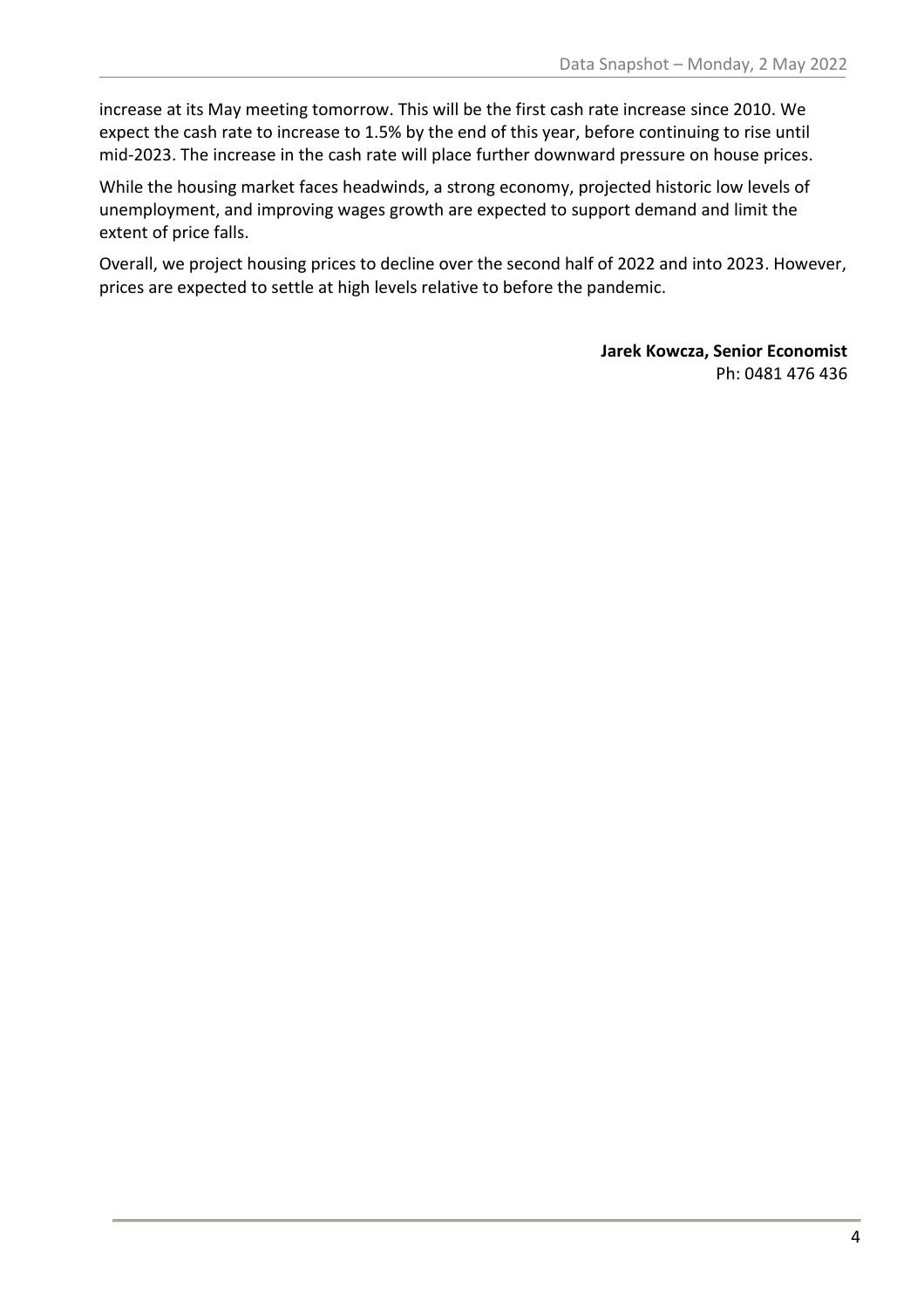increase at its May meeting tomorrow. This will be the first cash rate increase since 2010. We expect the cash rate to increase to 1.5% by the end of this year, before continuing to rise until mid-2023. The increase in the cash rate will place further downward pressure on house prices.

While the housing market faces headwinds, a strong economy, projected historic low levels of unemployment, and improving wages growth are expected to support demand and limit the extent of price falls.

Overall, we project housing prices to decline over the second half of 2022 and into 2023. However, prices are expected to settle at high levels relative to before the pandemic.

**Jarek Kowcza, Senior Economist**
Ph: 0481 476 436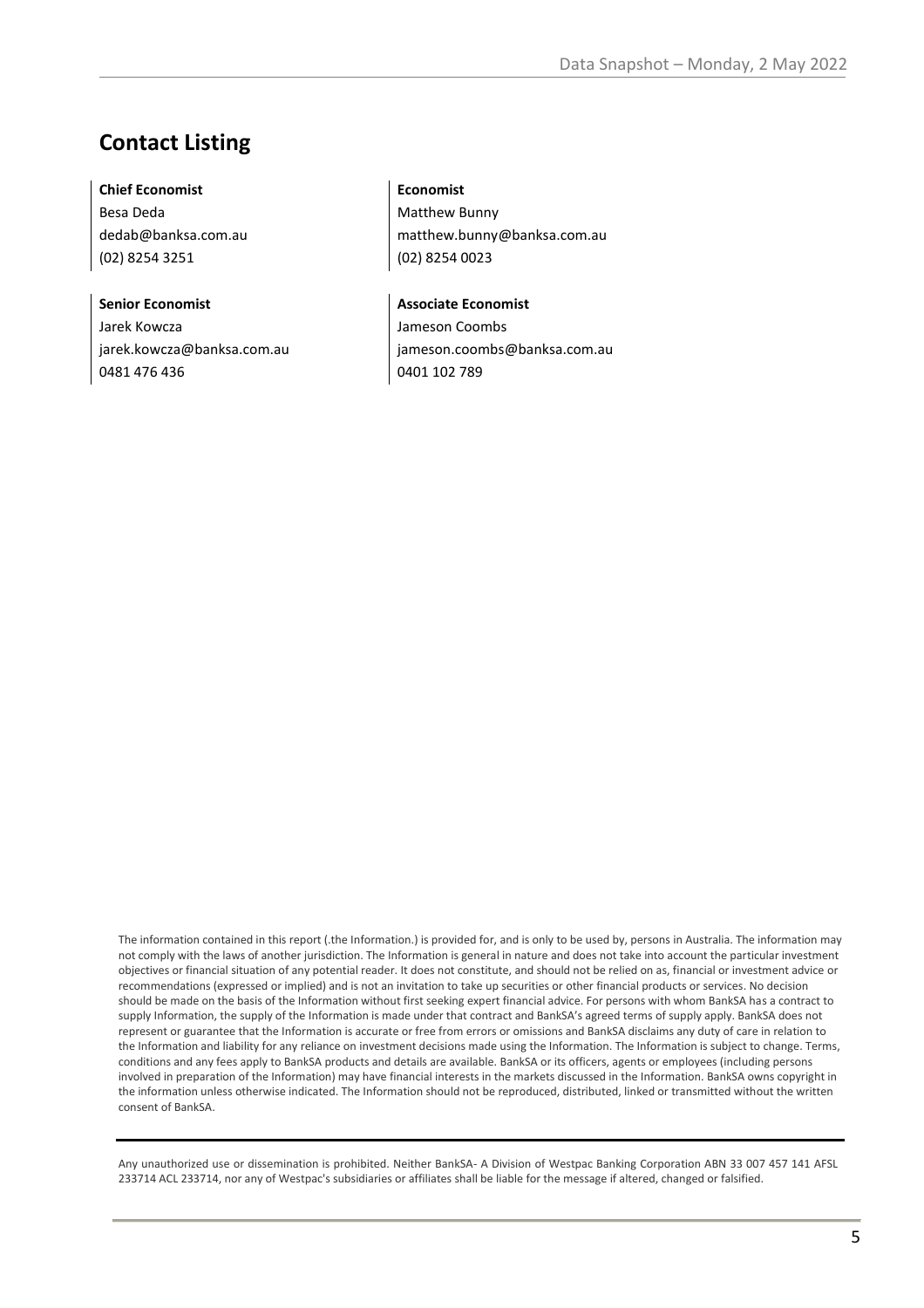## Contact Listing

**Chief Economist**
Besa Deda
dedab@banksa.com.au
(02) 8254 3251

**Senior Economist**
Jarek Kowcza
jarek.kowcza@banksa.com.au
0481 476 436

**Economist**
Matthew Bunny
matthew.bunny@banksa.com.au
(02) 8254 0023

**Associate Economist**
Jameson Coombs
jameson.coombs@banksa.com.au
0401 102 789

The information contained in this report (.the Information.) is provided for, and is only to be used by, persons in Australia. The information may not comply with the laws of another jurisdiction. The Information is general in nature and does not take into account the particular investment objectives or financial situation of any potential reader. It does not constitute, and should not be relied on as, financial or investment advice or recommendations (expressed or implied) and is not an invitation to take up securities or other financial products or services. No decision should be made on the basis of the Information without first seeking expert financial advice. For persons with whom BankSA has a contract to supply Information, the supply of the Information is made under that contract and BankSA's agreed terms of supply apply. BankSA does not represent or guarantee that the Information is accurate or free from errors or omissions and BankSA disclaims any duty of care in relation to the Information and liability for any reliance on investment decisions made using the Information. The Information is subject to change. Terms, conditions and any fees apply to BankSA products and details are available. BankSA or its officers, agents or employees (including persons involved in preparation of the Information) may have financial interests in the markets discussed in the Information. BankSA owns copyright in the information unless otherwise indicated. The Information should not be reproduced, distributed, linked or transmitted without the written consent of BankSA.

Any unauthorized use or dissemination is prohibited. Neither BankSA- A Division of Westpac Banking Corporation ABN 33 007 457 141 AFSL 233714 ACL 233714, nor any of Westpac's subsidiaries or affiliates shall be liable for the message if altered, changed or falsified.